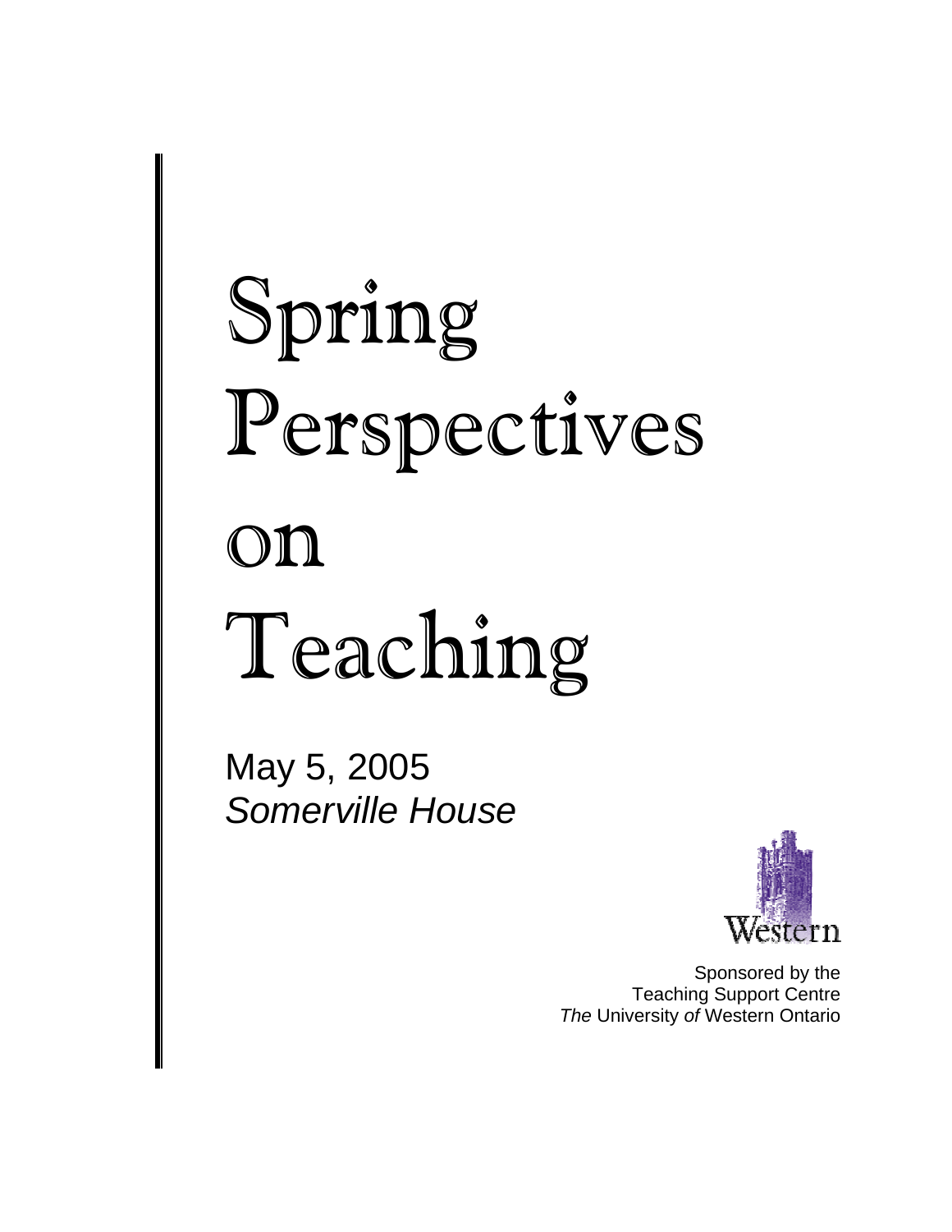# Spring Perspectives on Teaching

May 5, 2005
*Somerville House*

Western

Sponsored by the
Teaching Support Centre
*The* University *of* Western Ontario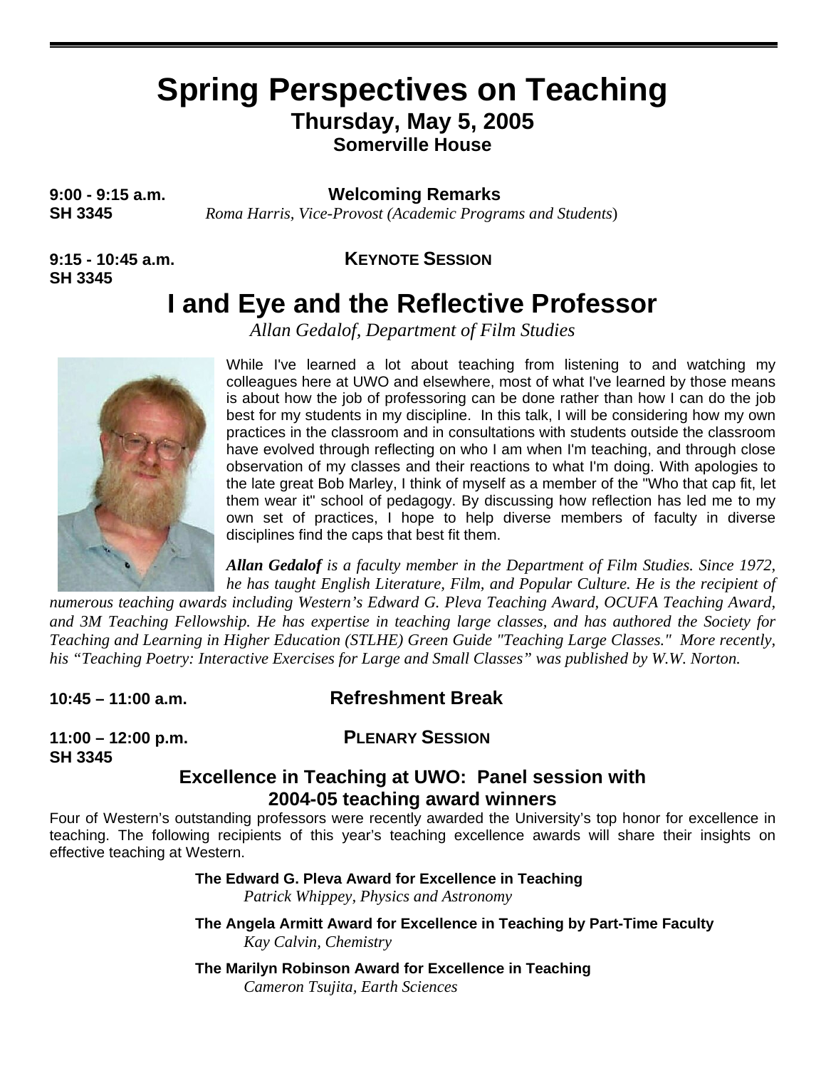# Spring Perspectives on Teaching

## Thursday, May 5, 2005

### Somerville House

**9:00 - 9:15 a.m.**
**SH 3345**

**Welcoming Remarks**

*Roma Harris, Vice-Provost (Academic Programs and Students)*

**9:15 - 10:45 a.m.**
**SH 3345**

**KEYNOTE SESSION**

## I and Eye and the Reflective Professor

*Allan Gedalof, Department of Film Studies*

While I've learned a lot about teaching from listening to and watching my colleagues here at UWO and elsewhere, most of what I've learned by those means is about how the job of professoring can be done rather than how I can do the job best for my students in my discipline. In this talk, I will be considering how my own practices in the classroom and in consultations with students outside the classroom have evolved through reflecting on who I am when I'm teaching, and through close observation of my classes and their reactions to what I'm doing. With apologies to the late great Bob Marley, I think of myself as a member of the "Who that cap fit, let them wear it" school of pedagogy. By discussing how reflection has led me to my own set of practices, I hope to help diverse members of faculty in diverse disciplines find the caps that best fit them.

***Allan Gedalof*** *is a faculty member in the Department of Film Studies. Since 1972, he has taught English Literature, Film, and Popular Culture. He is the recipient of numerous teaching awards including Western's Edward G. Pleva Teaching Award, OCUFA Teaching Award, and 3M Teaching Fellowship. He has expertise in teaching large classes, and has authored the Society for Teaching and Learning in Higher Education (STLHE) Green Guide "Teaching Large Classes." More recently, his "Teaching Poetry: Interactive Exercises for Large and Small Classes" was published by W.W. Norton.*

**10:45 – 11:00 a.m.**

**Refreshment Break**

**11:00 – 12:00 p.m.**
**SH 3345**

**PLENARY SESSION**

### Excellence in Teaching at UWO: Panel session with 2004-05 teaching award winners

Four of Western's outstanding professors were recently awarded the University's top honor for excellence in teaching. The following recipients of this year's teaching excellence awards will share their insights on effective teaching at Western.

**The Edward G. Pleva Award for Excellence in Teaching**
*Patrick Whippey, Physics and Astronomy*

**The Angela Armitt Award for Excellence in Teaching by Part-Time Faculty**
*Kay Calvin, Chemistry*

**The Marilyn Robinson Award for Excellence in Teaching**
*Cameron Tsujita, Earth Sciences*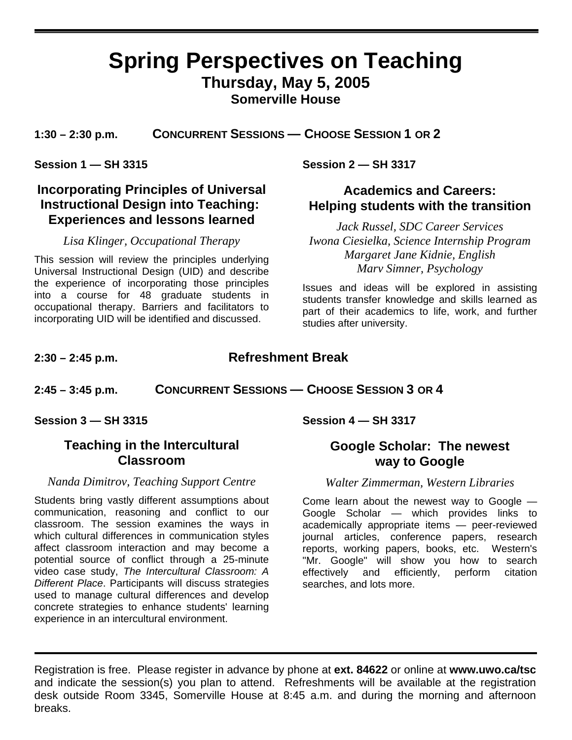# Spring Perspectives on Teaching

## Thursday, May 5, 2005

### Somerville House

**1:30 – 2:30 p.m.** **CONCURRENT SESSIONS — CHOOSE SESSION 1 OR 2**

**Session 1 — SH 3315**

### Incorporating Principles of Universal Instructional Design into Teaching: Experiences and lessons learned

*Lisa Klinger, Occupational Therapy*

This session will review the principles underlying Universal Instructional Design (UID) and describe the experience of incorporating those principles into a course for 48 graduate students in occupational therapy. Barriers and facilitators to incorporating UID will be identified and discussed.

**Session 2 — SH 3317**

### Academics and Careers: Helping students with the transition

*Jack Russel, SDC Career Services*
*Iwona Ciesielka, Science Internship Program*
*Margaret Jane Kidnie, English*
*Marv Simner, Psychology*

Issues and ideas will be explored in assisting students transfer knowledge and skills learned as part of their academics to life, work, and further studies after university.

**2:30 – 2:45 p.m.** **Refreshment Break**

**2:45 – 3:45 p.m.** **CONCURRENT SESSIONS — CHOOSE SESSION 3 OR 4**

**Session 3 — SH 3315**

### Teaching in the Intercultural Classroom

*Nanda Dimitrov, Teaching Support Centre*

Students bring vastly different assumptions about communication, reasoning and conflict to our classroom. The session examines the ways in which cultural differences in communication styles affect classroom interaction and may become a potential source of conflict through a 25-minute video case study, *The Intercultural Classroom: A Different Place*. Participants will discuss strategies used to manage cultural differences and develop concrete strategies to enhance students' learning experience in an intercultural environment.

**Session 4 — SH 3317**

### Google Scholar: The newest way to Google

*Walter Zimmerman, Western Libraries*

Come learn about the newest way to Google — Google Scholar — which provides links to academically appropriate items — peer-reviewed journal articles, conference papers, research reports, working papers, books, etc. Western's "Mr. Google" will show you how to search effectively and efficiently, perform citation searches, and lots more.

---

Registration is free. Please register in advance by phone at **ext. 84622** or online at **www.uwo.ca/tsc** and indicate the session(s) you plan to attend. Refreshments will be available at the registration desk outside Room 3345, Somerville House at 8:45 a.m. and during the morning and afternoon breaks.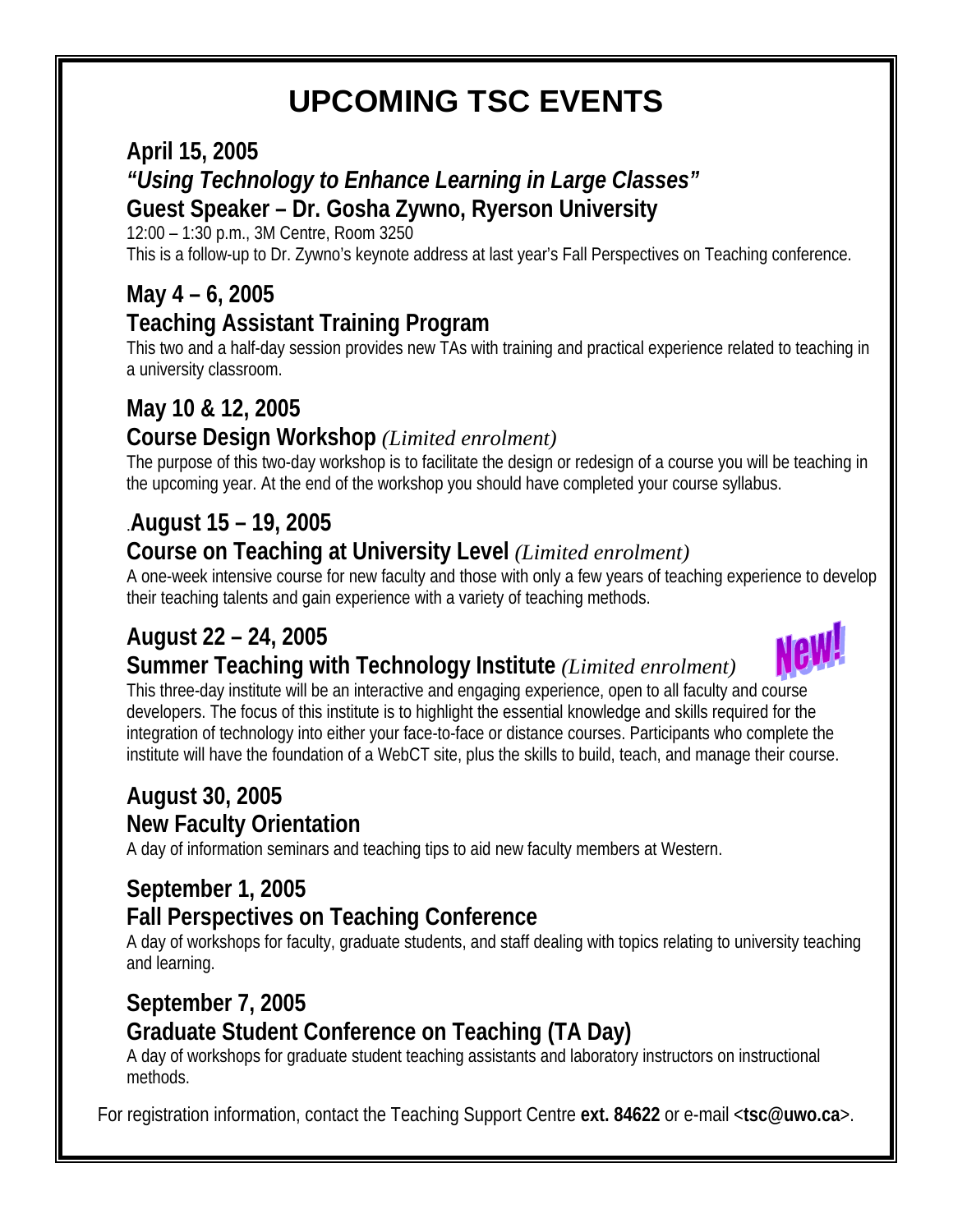# UPCOMING TSC EVENTS

**April 15, 2005**
***"Using Technology to Enhance Learning in Large Classes"***
**Guest Speaker – Dr. Gosha Zywno, Ryerson University**
12:00 – 1:30 p.m., 3M Centre, Room 3250
This is a follow-up to Dr. Zywno's keynote address at last year's Fall Perspectives on Teaching conference.

**May 4 – 6, 2005**
**Teaching Assistant Training Program**
This two and a half-day session provides new TAs with training and practical experience related to teaching in a university classroom.

**May 10 & 12, 2005**
**Course Design Workshop** *(Limited enrolment)*
The purpose of this two-day workshop is to facilitate the design or redesign of a course you will be teaching in the upcoming year. At the end of the workshop you should have completed your course syllabus.

.**August 15 – 19, 2005**
**Course on Teaching at University Level** *(Limited enrolment)*
A one-week intensive course for new faculty and those with only a few years of teaching experience to develop their teaching talents and gain experience with a variety of teaching methods.

**August 22 – 24, 2005**
**Summer Teaching with Technology Institute** *(Limited enrolment)* New!
This three-day institute will be an interactive and engaging experience, open to all faculty and course developers. The focus of this institute is to highlight the essential knowledge and skills required for the integration of technology into either your face-to-face or distance courses. Participants who complete the institute will have the foundation of a WebCT site, plus the skills to build, teach, and manage their course.

**August 30, 2005**
**New Faculty Orientation**
A day of information seminars and teaching tips to aid new faculty members at Western.

**September 1, 2005**
**Fall Perspectives on Teaching Conference**
A day of workshops for faculty, graduate students, and staff dealing with topics relating to university teaching and learning.

**September 7, 2005**
**Graduate Student Conference on Teaching (TA Day)**
A day of workshops for graduate student teaching assistants and laboratory instructors on instructional methods.

For registration information, contact the Teaching Support Centre **ext. 84622** or e-mail <**tsc@uwo.ca**>.